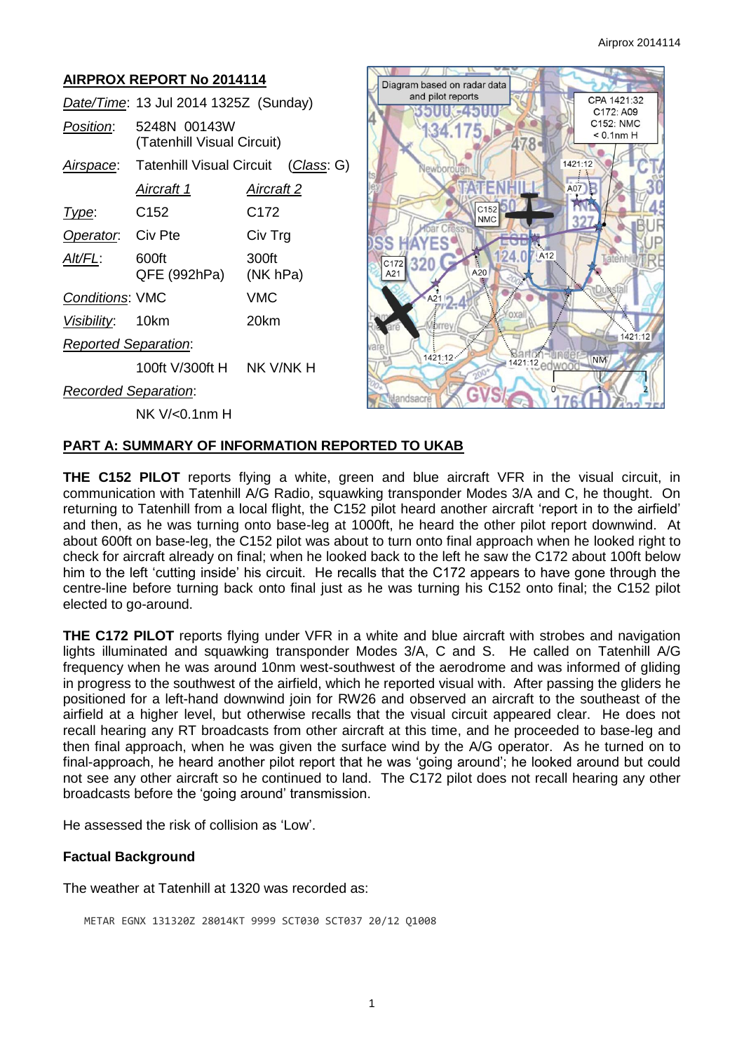## AIRPROX REPORT No 2014114

| | | |
|---|---|---|
| *Date/Time*: | 13 Jul 2014 1325Z (Sunday) | |
| *Position*: | 5248N 00143W (Tatenhill Visual Circuit) | |
| *Airspace*: | Tatenhill Visual Circuit | (*Class*: G) |
| | *Aircraft 1* | *Aircraft 2* |
| *Type*: | C152 | C172 |
| *Operator*: | Civ Pte | Civ Trg |
| *Alt/FL*: | 600ft QFE (992hPa) | 300ft (NK hPa) |
| *Conditions*: | VMC | VMC |
| *Visibility*: | 10km | 20km |
| *Reported Separation*: | | |
| | 100ft V/300ft H | NK V/NK H |
| *Recorded Separation*: | | |
| | NK V/<0.1nm H | |

## PART A: SUMMARY OF INFORMATION REPORTED TO UKAB

**THE C152 PILOT** reports flying a white, green and blue aircraft VFR in the visual circuit, in communication with Tatenhill A/G Radio, squawking transponder Modes 3/A and C, he thought. On returning to Tatenhill from a local flight, the C152 pilot heard another aircraft 'report in to the airfield' and then, as he was turning onto base-leg at 1000ft, he heard the other pilot report downwind. At about 600ft on base-leg, the C152 pilot was about to turn onto final approach when he looked right to check for aircraft already on final; when he looked back to the left he saw the C172 about 100ft below him to the left 'cutting inside' his circuit. He recalls that the C172 appears to have gone through the centre-line before turning back onto final just as he was turning his C152 onto final; the C152 pilot elected to go-around.

**THE C172 PILOT** reports flying under VFR in a white and blue aircraft with strobes and navigation lights illuminated and squawking transponder Modes 3/A, C and S. He called on Tatenhill A/G frequency when he was around 10nm west-southwest of the aerodrome and was informed of gliding in progress to the southwest of the airfield, which he reported visual with. After passing the gliders he positioned for a left-hand downwind join for RW26 and observed an aircraft to the southeast of the airfield at a higher level, but otherwise recalls that the visual circuit appeared clear. He does not recall hearing any RT broadcasts from other aircraft at this time, and he proceeded to base-leg and then final approach, when he was given the surface wind by the A/G operator. As he turned on to final-approach, he heard another pilot report that he was 'going around'; he looked around but could not see any other aircraft so he continued to land. The C172 pilot does not recall hearing any other broadcasts before the 'going around' transmission.

He assessed the risk of collision as 'Low'.

### Factual Background

The weather at Tatenhill at 1320 was recorded as:

```
METAR EGNX 131320Z 28014KT 9999 SCT030 SCT037 20/12 Q1008
```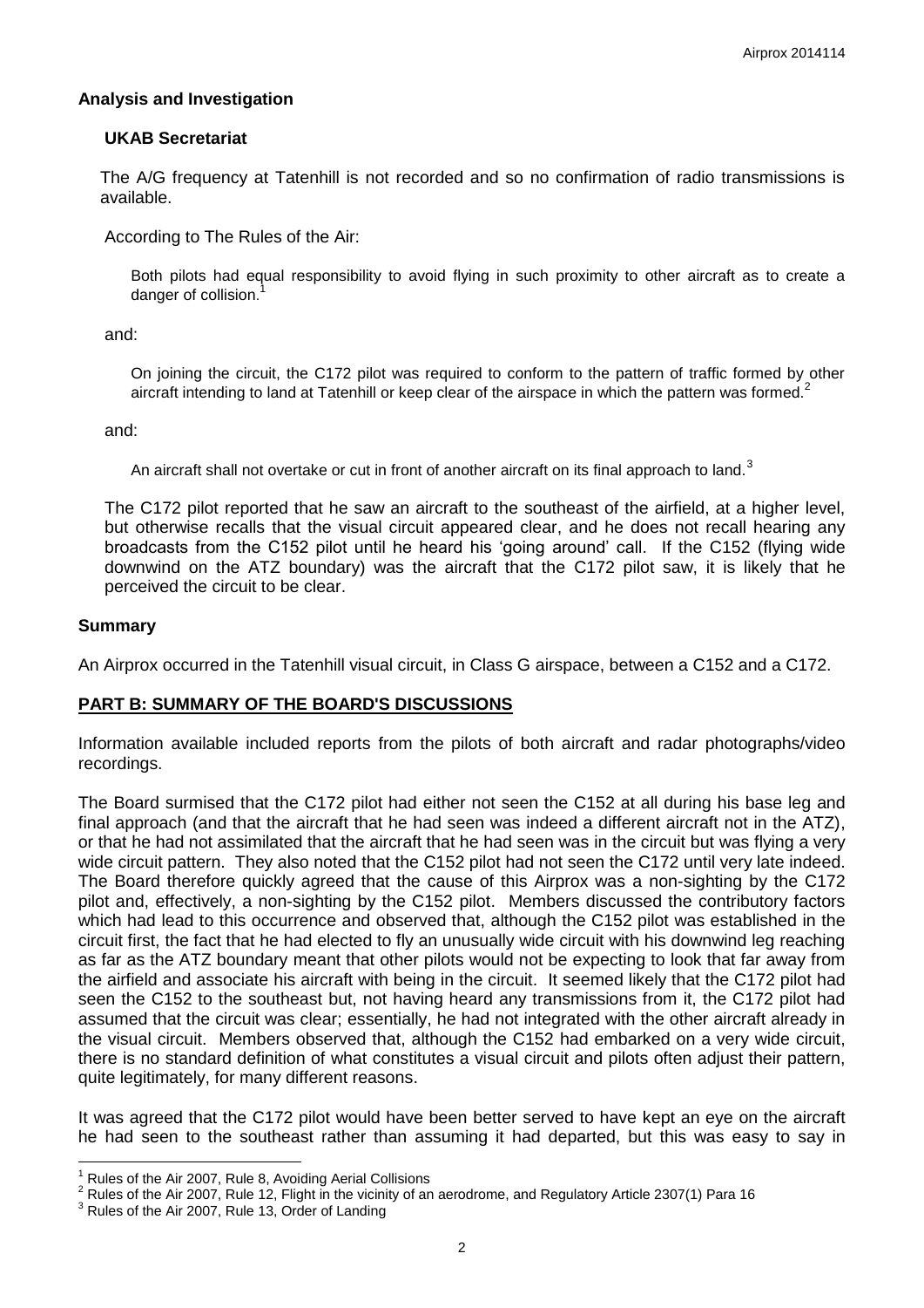## Analysis and Investigation

### UKAB Secretariat

The A/G frequency at Tatenhill is not recorded and so no confirmation of radio transmissions is available.

According to The Rules of the Air:

> Both pilots had equal responsibility to avoid flying in such proximity to other aircraft as to create a danger of collision.[1]

and:

> On joining the circuit, the C172 pilot was required to conform to the pattern of traffic formed by other aircraft intending to land at Tatenhill or keep clear of the airspace in which the pattern was formed.[2]

and:

> An aircraft shall not overtake or cut in front of another aircraft on its final approach to land.[3]

The C172 pilot reported that he saw an aircraft to the southeast of the airfield, at a higher level, but otherwise recalls that the visual circuit appeared clear, and he does not recall hearing any broadcasts from the C152 pilot until he heard his 'going around' call. If the C152 (flying wide downwind on the ATZ boundary) was the aircraft that the C172 pilot saw, it is likely that he perceived the circuit to be clear.

## Summary

An Airprox occurred in the Tatenhill visual circuit, in Class G airspace, between a C152 and a C172.

## PART B: SUMMARY OF THE BOARD'S DISCUSSIONS

Information available included reports from the pilots of both aircraft and radar photographs/video recordings.

The Board surmised that the C172 pilot had either not seen the C152 at all during his base leg and final approach (and that the aircraft that he had seen was indeed a different aircraft not in the ATZ), or that he had not assimilated that the aircraft that he had seen was in the circuit but was flying a very wide circuit pattern. They also noted that the C152 pilot had not seen the C172 until very late indeed. The Board therefore quickly agreed that the cause of this Airprox was a non-sighting by the C172 pilot and, effectively, a non-sighting by the C152 pilot. Members discussed the contributory factors which had lead to this occurrence and observed that, although the C152 pilot was established in the circuit first, the fact that he had elected to fly an unusually wide circuit with his downwind leg reaching as far as the ATZ boundary meant that other pilots would not be expecting to look that far away from the airfield and associate his aircraft with being in the circuit. It seemed likely that the C172 pilot had seen the C152 to the southeast but, not having heard any transmissions from it, the C172 pilot had assumed that the circuit was clear; essentially, he had not integrated with the other aircraft already in the visual circuit. Members observed that, although the C152 had embarked on a very wide circuit, there is no standard definition of what constitutes a visual circuit and pilots often adjust their pattern, quite legitimately, for many different reasons.

It was agreed that the C172 pilot would have been better served to have kept an eye on the aircraft he had seen to the southeast rather than assuming it had departed, but this was easy to say in

---

[1] Rules of the Air 2007, Rule 8, Avoiding Aerial Collisions

[2] Rules of the Air 2007, Rule 12, Flight in the vicinity of an aerodrome, and Regulatory Article 2307(1) Para 16

[3] Rules of the Air 2007, Rule 13, Order of Landing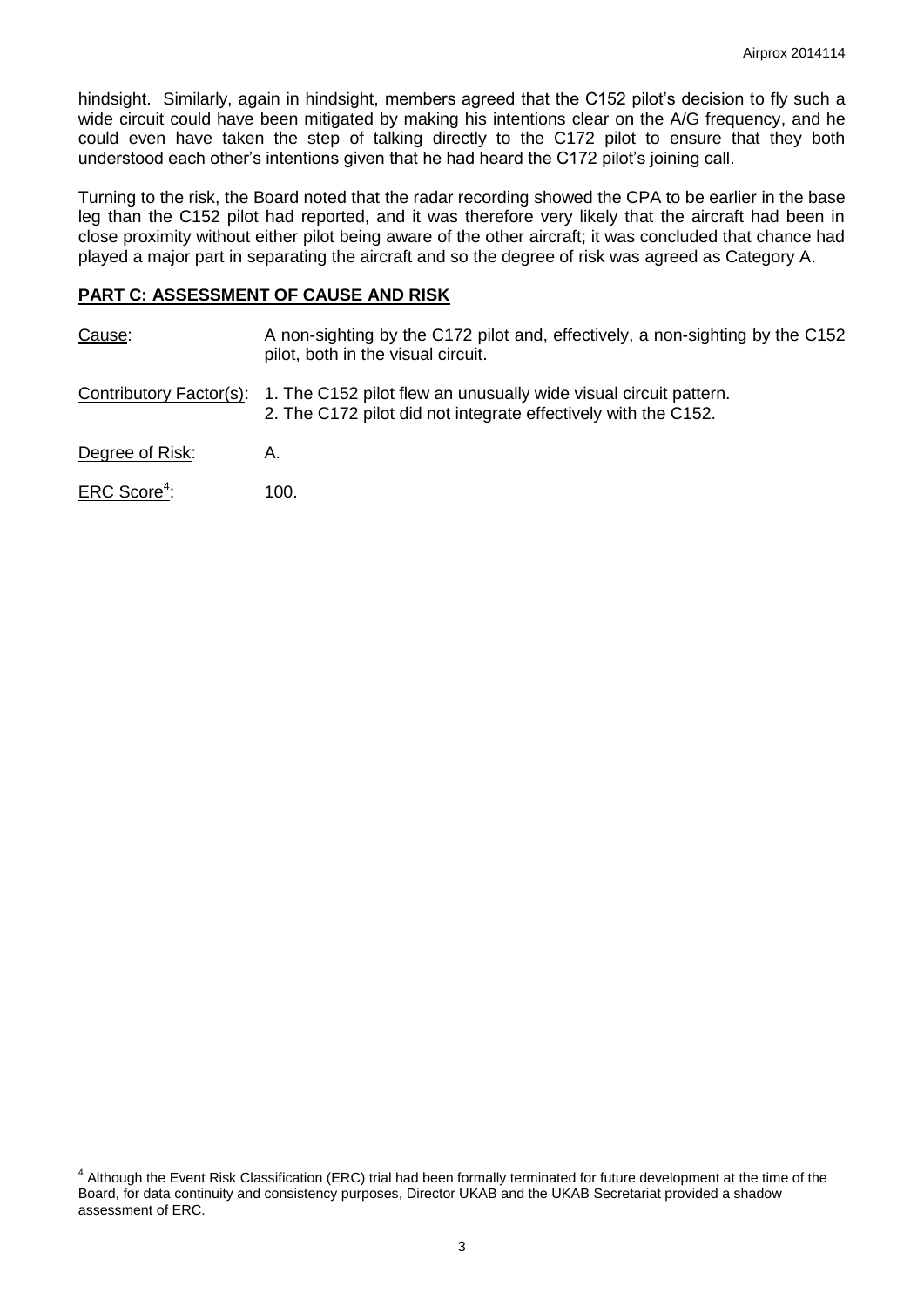hindsight. Similarly, again in hindsight, members agreed that the C152 pilot's decision to fly such a wide circuit could have been mitigated by making his intentions clear on the A/G frequency, and he could even have taken the step of talking directly to the C172 pilot to ensure that they both understood each other's intentions given that he had heard the C172 pilot's joining call.

Turning to the risk, the Board noted that the radar recording showed the CPA to be earlier in the base leg than the C152 pilot had reported, and it was therefore very likely that the aircraft had been in close proximity without either pilot being aware of the other aircraft; it was concluded that chance had played a major part in separating the aircraft and so the degree of risk was agreed as Category A.

## PART C: ASSESSMENT OF CAUSE AND RISK

| | |
|---|---|
| Cause: | A non-sighting by the C172 pilot and, effectively, a non-sighting by the C152 pilot, both in the visual circuit. |
| Contributory Factor(s): | 1. The C152 pilot flew an unusually wide visual circuit pattern.<br>2. The C172 pilot did not integrate effectively with the C152. |
| Degree of Risk: | A. |
| ERC Score[4]: | 100. |

---

[4] Although the Event Risk Classification (ERC) trial had been formally terminated for future development at the time of the Board, for data continuity and consistency purposes, Director UKAB and the UKAB Secretariat provided a shadow assessment of ERC.